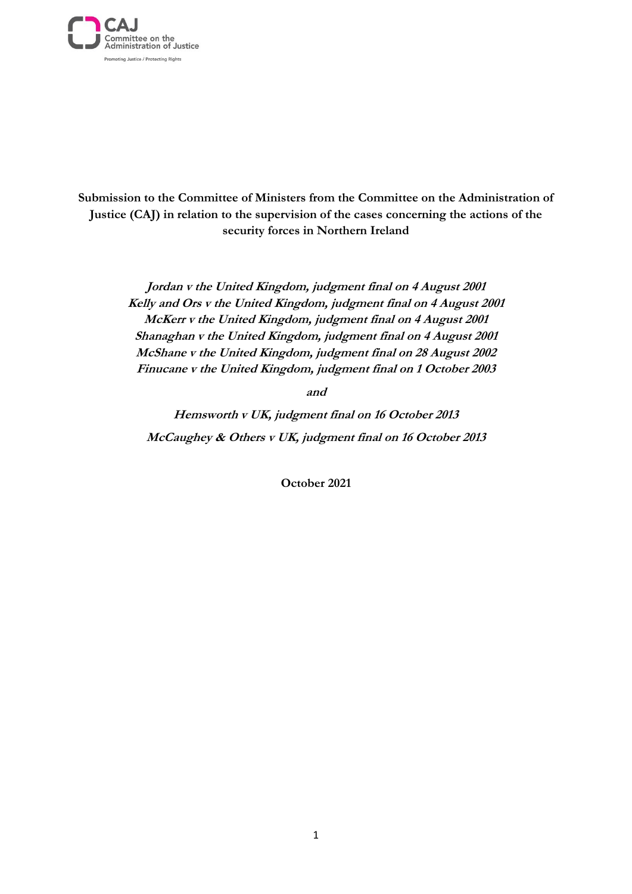CAJ
Committee on the
Administration of Justice

Promoting Justice / Protecting Rights

**Submission to the Committee of Ministers from the Committee on the Administration of Justice (CAJ) in relation to the supervision of the cases concerning the actions of the security forces in Northern Ireland**

***Jordan v the United Kingdom, judgment final on 4 August 2001***
***Kelly and Ors v the United Kingdom, judgment final on 4 August 2001***
***McKerr v the United Kingdom, judgment final on 4 August 2001***
***Shanaghan v the United Kingdom, judgment final on 4 August 2001***
***McShane v the United Kingdom, judgment final on 28 August 2002***
***Finucane v the United Kingdom, judgment final on 1 October 2003***

***and***

***Hemsworth v UK, judgment final on 16 October 2013***
***McCaughey & Others v UK, judgment final on 16 October 2013***

**October 2021**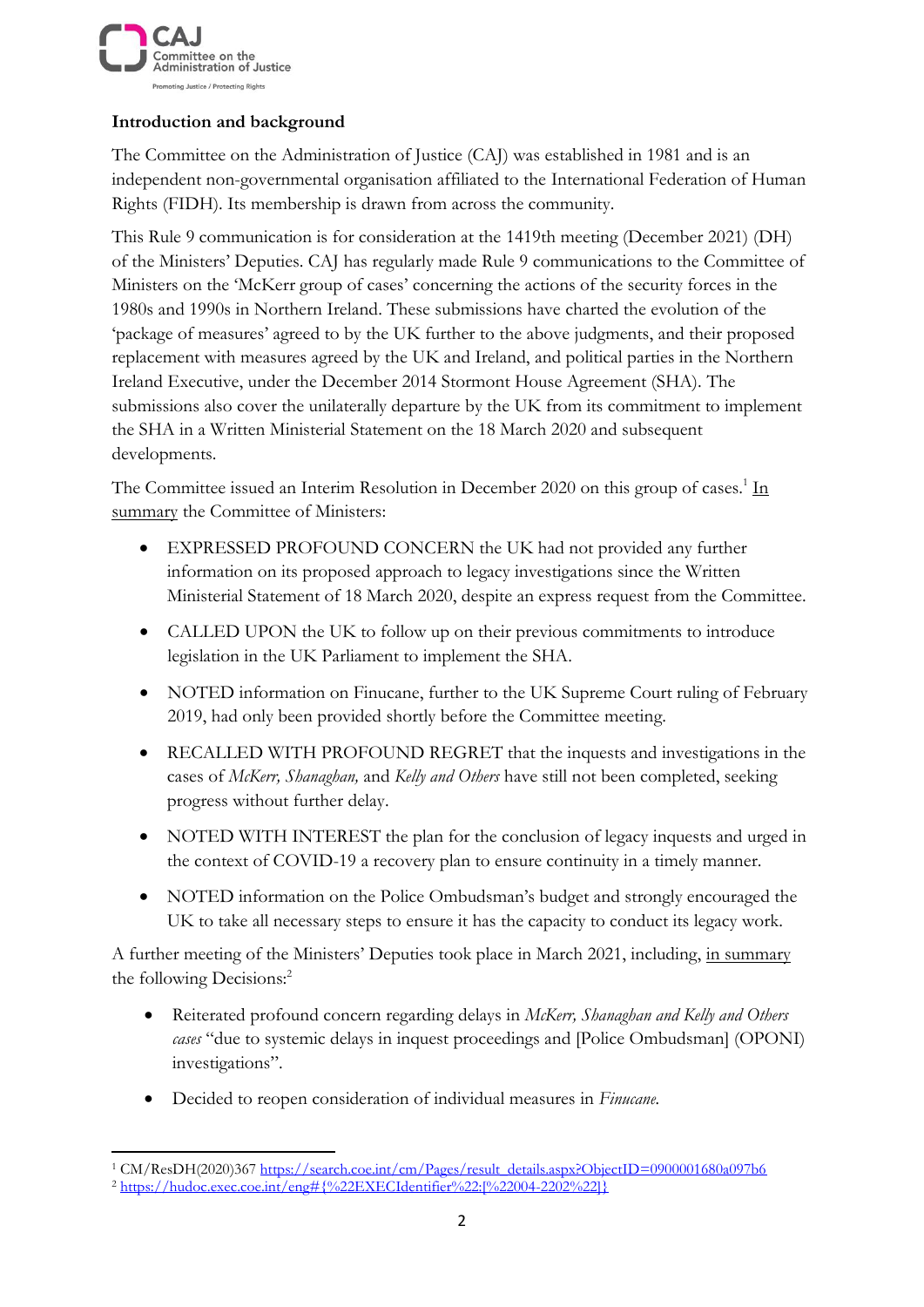**Introduction and background**

The Committee on the Administration of Justice (CAJ) was established in 1981 and is an independent non-governmental organisation affiliated to the International Federation of Human Rights (FIDH). Its membership is drawn from across the community.

This Rule 9 communication is for consideration at the 1419th meeting (December 2021) (DH) of the Ministers' Deputies. CAJ has regularly made Rule 9 communications to the Committee of Ministers on the 'McKerr group of cases' concerning the actions of the security forces in the 1980s and 1990s in Northern Ireland. These submissions have charted the evolution of the 'package of measures' agreed to by the UK further to the above judgments, and their proposed replacement with measures agreed by the UK and Ireland, and political parties in the Northern Ireland Executive, under the December 2014 Stormont House Agreement (SHA). The submissions also cover the unilaterally departure by the UK from its commitment to implement the SHA in a Written Ministerial Statement on the 18 March 2020 and subsequent developments.

The Committee issued an Interim Resolution in December 2020 on this group of cases.[1] In summary the Committee of Ministers:

- EXPRESSED PROFOUND CONCERN the UK had not provided any further information on its proposed approach to legacy investigations since the Written Ministerial Statement of 18 March 2020, despite an express request from the Committee.
- CALLED UPON the UK to follow up on their previous commitments to introduce legislation in the UK Parliament to implement the SHA.
- NOTED information on Finucane, further to the UK Supreme Court ruling of February 2019, had only been provided shortly before the Committee meeting.
- RECALLED WITH PROFOUND REGRET that the inquests and investigations in the cases of *McKerr, Shanaghan,* and *Kelly and Others* have still not been completed, seeking progress without further delay.
- NOTED WITH INTEREST the plan for the conclusion of legacy inquests and urged in the context of COVID-19 a recovery plan to ensure continuity in a timely manner.
- NOTED information on the Police Ombudsman's budget and strongly encouraged the UK to take all necessary steps to ensure it has the capacity to conduct its legacy work.

A further meeting of the Ministers' Deputies took place in March 2021, including, in summary the following Decisions:[2]

- Reiterated profound concern regarding delays in *McKerr, Shanaghan and Kelly and Others cases* "due to systemic delays in inquest proceedings and [Police Ombudsman] (OPONI) investigations".
- Decided to reopen consideration of individual measures in *Finucane.*

[1] CM/ResDH(2020)367 https://search.coe.int/cm/Pages/result_details.aspx?ObjectID=0900001680a097b6

[2] https://hudoc.exec.coe.int/eng#{%22EXECIdentifier%22:[%22004-2202%22]}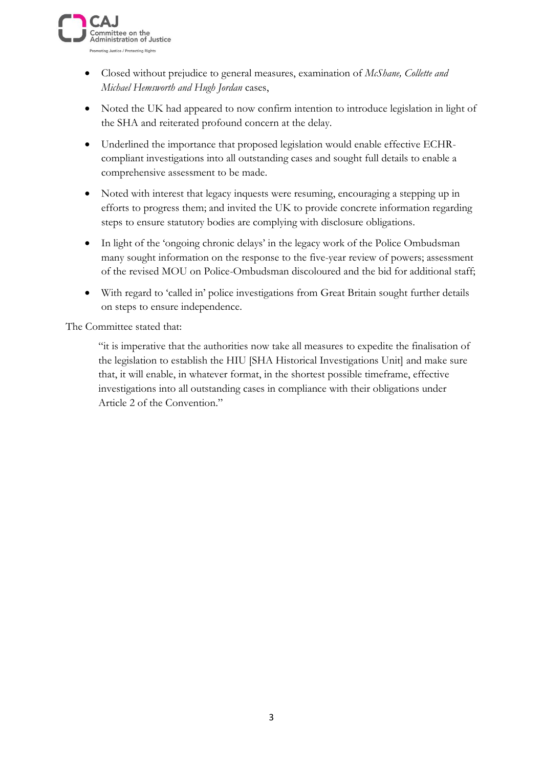- Closed without prejudice to general measures, examination of *McShane, Collette and Michael Hemsworth and Hugh Jordan* cases,
- Noted the UK had appeared to now confirm intention to introduce legislation in light of the SHA and reiterated profound concern at the delay.
- Underlined the importance that proposed legislation would enable effective ECHR-compliant investigations into all outstanding cases and sought full details to enable a comprehensive assessment to be made.
- Noted with interest that legacy inquests were resuming, encouraging a stepping up in efforts to progress them; and invited the UK to provide concrete information regarding steps to ensure statutory bodies are complying with disclosure obligations.
- In light of the 'ongoing chronic delays' in the legacy work of the Police Ombudsman many sought information on the response to the five-year review of powers; assessment of the revised MOU on Police-Ombudsman discoloured and the bid for additional staff;
- With regard to 'called in' police investigations from Great Britain sought further details on steps to ensure independence.

The Committee stated that:

> "it is imperative that the authorities now take all measures to expedite the finalisation of the legislation to establish the HIU [SHA Historical Investigations Unit] and make sure that, it will enable, in whatever format, in the shortest possible timeframe, effective investigations into all outstanding cases in compliance with their obligations under Article 2 of the Convention."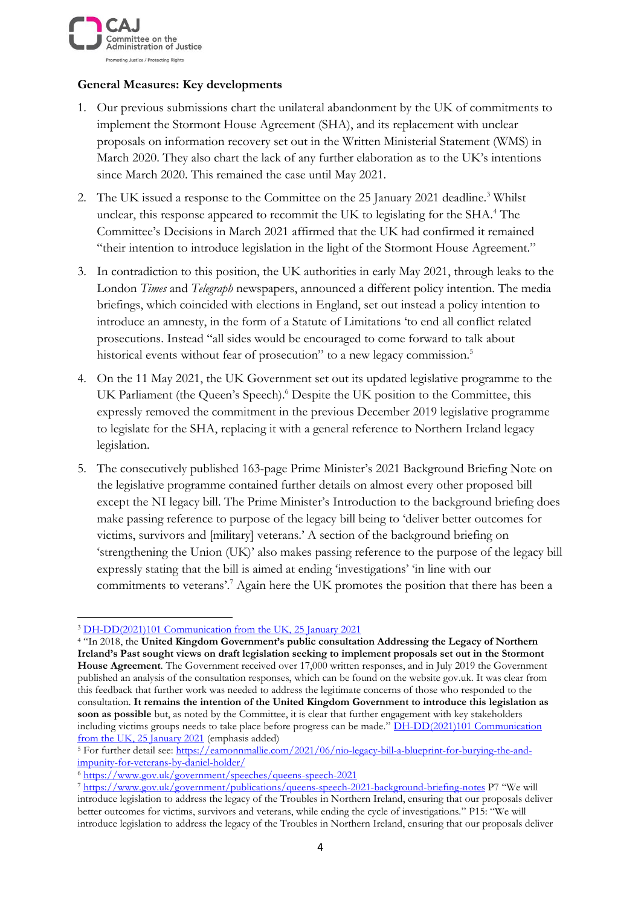**General Measures: Key developments**

1. Our previous submissions chart the unilateral abandonment by the UK of commitments to implement the Stormont House Agreement (SHA), and its replacement with unclear proposals on information recovery set out in the Written Ministerial Statement (WMS) in March 2020. They also chart the lack of any further elaboration as to the UK's intentions since March 2020. This remained the case until May 2021.

2. The UK issued a response to the Committee on the 25 January 2021 deadline.[3] Whilst unclear, this response appeared to recommit the UK to legislating for the SHA.[4] The Committee's Decisions in March 2021 affirmed that the UK had confirmed it remained "their intention to introduce legislation in the light of the Stormont House Agreement."

3. In contradiction to this position, the UK authorities in early May 2021, through leaks to the London *Times* and *Telegraph* newspapers, announced a different policy intention. The media briefings, which coincided with elections in England, set out instead a policy intention to introduce an amnesty, in the form of a Statute of Limitations 'to end all conflict related prosecutions. Instead "all sides would be encouraged to come forward to talk about historical events without fear of prosecution" to a new legacy commission.[5]

4. On the 11 May 2021, the UK Government set out its updated legislative programme to the UK Parliament (the Queen's Speech).[6] Despite the UK position to the Committee, this expressly removed the commitment in the previous December 2019 legislative programme to legislate for the SHA, replacing it with a general reference to Northern Ireland legacy legislation.

5. The consecutively published 163-page Prime Minister's 2021 Background Briefing Note on the legislative programme contained further details on almost every other proposed bill except the NI legacy bill. The Prime Minister's Introduction to the background briefing does make passing reference to purpose of the legacy bill being to 'deliver better outcomes for victims, survivors and [military] veterans.' A section of the background briefing on 'strengthening the Union (UK)' also makes passing reference to the purpose of the legacy bill expressly stating that the bill is aimed at ending 'investigations' 'in line with our commitments to veterans'.[7] Again here the UK promotes the position that there has been a

---

[3] [DH-DD(2021)101 Communication from the UK, 25 January 2021]

[4] "In 2018, the **United Kingdom Government's public consultation Addressing the Legacy of Northern Ireland's Past sought views on draft legislation seeking to implement proposals set out in the Stormont House Agreement**. The Government received over 17,000 written responses, and in July 2019 the Government published an analysis of the consultation responses, which can be found on the website gov.uk. It was clear from this feedback that further work was needed to address the legitimate concerns of those who responded to the consultation. **It remains the intention of the United Kingdom Government to introduce this legislation as soon as possible** but, as noted by the Committee, it is clear that further engagement with key stakeholders including victims groups needs to take place before progress can be made." [DH-DD(2021)101 Communication from the UK, 25 January 2021] (emphasis added)

[5] For further detail see: https://eamonnmallie.com/2021/06/nio-legacy-bill-a-blueprint-for-burying-the-and-impunity-for-veterans-by-daniel-holder/

[6] https://www.gov.uk/government/speeches/queens-speech-2021

[7] https://www.gov.uk/government/publications/queens-speech-2021-background-briefing-notes P7 "We will introduce legislation to address the legacy of the Troubles in Northern Ireland, ensuring that our proposals deliver better outcomes for victims, survivors and veterans, while ending the cycle of investigations." P15: "We will introduce legislation to address the legacy of the Troubles in Northern Ireland, ensuring that our proposals deliver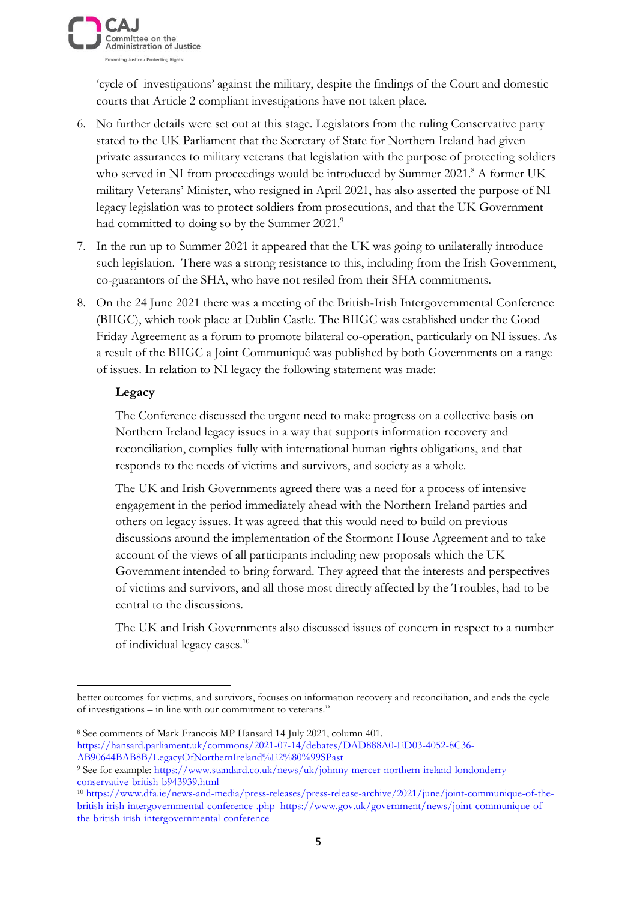'cycle of investigations' against the military, despite the findings of the Court and domestic courts that Article 2 compliant investigations have not taken place.

6. No further details were set out at this stage. Legislators from the ruling Conservative party stated to the UK Parliament that the Secretary of State for Northern Ireland had given private assurances to military veterans that legislation with the purpose of protecting soldiers who served in NI from proceedings would be introduced by Summer 2021.[8] A former UK military Veterans' Minister, who resigned in April 2021, has also asserted the purpose of NI legacy legislation was to protect soldiers from prosecutions, and that the UK Government had committed to doing so by the Summer 2021.[9]

7. In the run up to Summer 2021 it appeared that the UK was going to unilaterally introduce such legislation. There was a strong resistance to this, including from the Irish Government, co-guarantors of the SHA, who have not resiled from their SHA commitments.

8. On the 24 June 2021 there was a meeting of the British-Irish Intergovernmental Conference (BIIGC), which took place at Dublin Castle. The BIIGC was established under the Good Friday Agreement as a forum to promote bilateral co-operation, particularly on NI issues. As a result of the BIIGC a Joint Communiqué was published by both Governments on a range of issues. In relation to NI legacy the following statement was made:

> **Legacy**
>
> The Conference discussed the urgent need to make progress on a collective basis on Northern Ireland legacy issues in a way that supports information recovery and reconciliation, complies fully with international human rights obligations, and that responds to the needs of victims and survivors, and society as a whole.
>
> The UK and Irish Governments agreed there was a need for a process of intensive engagement in the period immediately ahead with the Northern Ireland parties and others on legacy issues. It was agreed that this would need to build on previous discussions around the implementation of the Stormont House Agreement and to take account of the views of all participants including new proposals which the UK Government intended to bring forward. They agreed that the interests and perspectives of victims and survivors, and all those most directly affected by the Troubles, had to be central to the discussions.
>
> The UK and Irish Governments also discussed issues of concern in respect to a number of individual legacy cases.[10]

---

better outcomes for victims, and survivors, focuses on information recovery and reconciliation, and ends the cycle of investigations – in line with our commitment to veterans."

[8] See comments of Mark Francois MP Hansard 14 July 2021, column 401. https://hansard.parliament.uk/commons/2021-07-14/debates/DAD888A0-ED03-4052-8C36-AB90644BAB8B/LegacyOfNorthernIreland%E2%80%99SPast

[9] See for example: https://www.standard.co.uk/news/uk/johnny-mercer-northern-ireland-londonderry-conservative-british-b943939.html

[10] https://www.dfa.ie/news-and-media/press-releases/press-release-archive/2021/june/joint-communique-of-the-british-irish-intergovernmental-conference-.php https://www.gov.uk/government/news/joint-communique-of-the-british-irish-intergovernmental-conference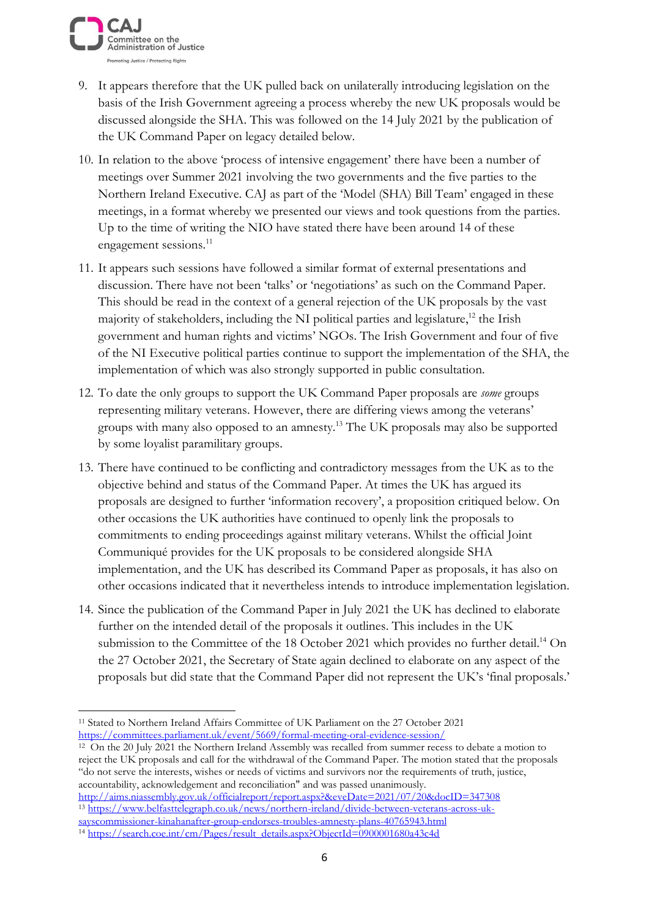9. It appears therefore that the UK pulled back on unilaterally introducing legislation on the basis of the Irish Government agreeing a process whereby the new UK proposals would be discussed alongside the SHA. This was followed on the 14 July 2021 by the publication of the UK Command Paper on legacy detailed below.

10. In relation to the above 'process of intensive engagement' there have been a number of meetings over Summer 2021 involving the two governments and the five parties to the Northern Ireland Executive. CAJ as part of the 'Model (SHA) Bill Team' engaged in these meetings, in a format whereby we presented our views and took questions from the parties. Up to the time of writing the NIO have stated there have been around 14 of these engagement sessions.[11]

11. It appears such sessions have followed a similar format of external presentations and discussion. There have not been 'talks' or 'negotiations' as such on the Command Paper. This should be read in the context of a general rejection of the UK proposals by the vast majority of stakeholders, including the NI political parties and legislature,[12] the Irish government and human rights and victims' NGOs. The Irish Government and four of five of the NI Executive political parties continue to support the implementation of the SHA, the implementation of which was also strongly supported in public consultation.

12. To date the only groups to support the UK Command Paper proposals are *some* groups representing military veterans. However, there are differing views among the veterans' groups with many also opposed to an amnesty.[13] The UK proposals may also be supported by some loyalist paramilitary groups.

13. There have continued to be conflicting and contradictory messages from the UK as to the objective behind and status of the Command Paper. At times the UK has argued its proposals are designed to further 'information recovery', a proposition critiqued below. On other occasions the UK authorities have continued to openly link the proposals to commitments to ending proceedings against military veterans. Whilst the official Joint Communiqué provides for the UK proposals to be considered alongside SHA implementation, and the UK has described its Command Paper as proposals, it has also on other occasions indicated that it nevertheless intends to introduce implementation legislation.

14. Since the publication of the Command Paper in July 2021 the UK has declined to elaborate further on the intended detail of the proposals it outlines. This includes in the UK submission to the Committee of the 18 October 2021 which provides no further detail.[14] On the 27 October 2021, the Secretary of State again declined to elaborate on any aspect of the proposals but did state that the Command Paper did not represent the UK's 'final proposals.'

---

[11] Stated to Northern Ireland Affairs Committee of UK Parliament on the 27 October 2021 https://committees.parliament.uk/event/5669/formal-meeting-oral-evidence-session/

[12] On the 20 July 2021 the Northern Ireland Assembly was recalled from summer recess to debate a motion to reject the UK proposals and call for the withdrawal of the Command Paper. The motion stated that the proposals "do not serve the interests, wishes or needs of victims and survivors nor the requirements of truth, justice, accountability, acknowledgement and reconciliation" and was passed unanimously. http://aims.niassembly.gov.uk/officialreport/report.aspx?&eveDate=2021/07/20&docID=347308

[13] https://www.belfasttelegraph.co.uk/news/northern-ireland/divide-between-veterans-across-uk-sayscommissioner-kinahanafter-group-endorses-troubles-amnesty-plans-40765943.html

[14] https://search.coe.int/cm/Pages/result_details.aspx?ObjectId=0900001680a43c4d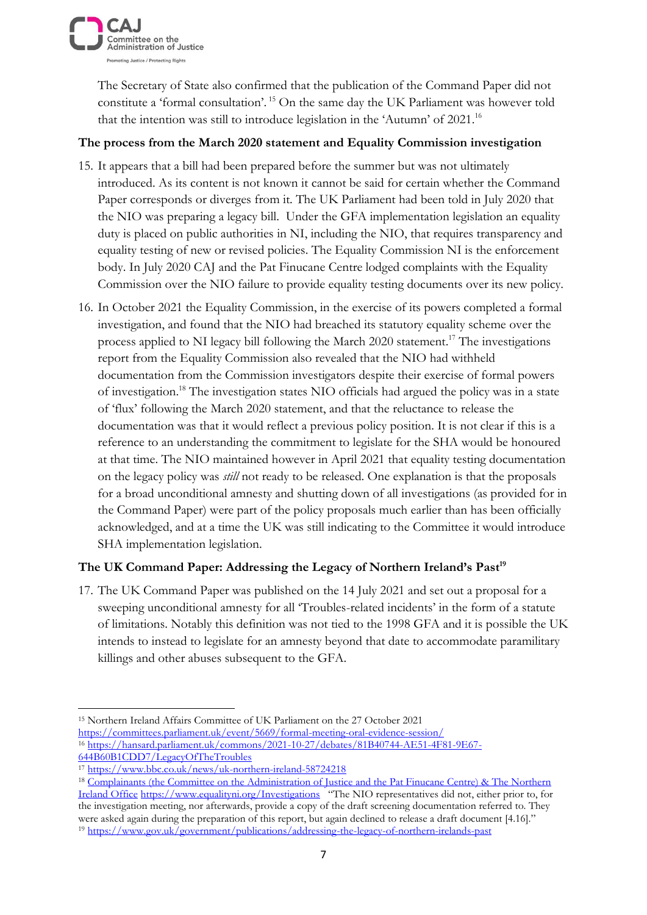The Secretary of State also confirmed that the publication of the Command Paper did not constitute a 'formal consultation'.[15] On the same day the UK Parliament was however told that the intention was still to introduce legislation in the 'Autumn' of 2021.[16]

**The process from the March 2020 statement and Equality Commission investigation**

15. It appears that a bill had been prepared before the summer but was not ultimately introduced. As its content is not known it cannot be said for certain whether the Command Paper corresponds or diverges from it. The UK Parliament had been told in July 2020 that the NIO was preparing a legacy bill. Under the GFA implementation legislation an equality duty is placed on public authorities in NI, including the NIO, that requires transparency and equality testing of new or revised policies. The Equality Commission NI is the enforcement body. In July 2020 CAJ and the Pat Finucane Centre lodged complaints with the Equality Commission over the NIO failure to provide equality testing documents over its new policy.

16. In October 2021 the Equality Commission, in the exercise of its powers completed a formal investigation, and found that the NIO had breached its statutory equality scheme over the process applied to NI legacy bill following the March 2020 statement.[17] The investigations report from the Equality Commission also revealed that the NIO had withheld documentation from the Commission investigators despite their exercise of formal powers of investigation.[18] The investigation states NIO officials had argued the policy was in a state of 'flux' following the March 2020 statement, and that the reluctance to release the documentation was that it would reflect a previous policy position. It is not clear if this is a reference to an understanding the commitment to legislate for the SHA would be honoured at that time. The NIO maintained however in April 2021 that equality testing documentation on the legacy policy was *still* not ready to be released. One explanation is that the proposals for a broad unconditional amnesty and shutting down of all investigations (as provided for in the Command Paper) were part of the policy proposals much earlier than has been officially acknowledged, and at a time the UK was still indicating to the Committee it would introduce SHA implementation legislation.

**The UK Command Paper: Addressing the Legacy of Northern Ireland's Past[19]**

17. The UK Command Paper was published on the 14 July 2021 and set out a proposal for a sweeping unconditional amnesty for all 'Troubles-related incidents' in the form of a statute of limitations. Notably this definition was not tied to the 1998 GFA and it is possible the UK intends to instead to legislate for an amnesty beyond that date to accommodate paramilitary killings and other abuses subsequent to the GFA.

---

[15] Northern Ireland Affairs Committee of UK Parliament on the 27 October 2021 https://committees.parliament.uk/event/5669/formal-meeting-oral-evidence-session/

[16] https://hansard.parliament.uk/commons/2021-10-27/debates/81B40744-AE51-4F81-9E67-644B60B1CDD7/LegacyOfTheTroubles

[17] https://www.bbc.co.uk/news/uk-northern-ireland-58724218

[18] Complainants (the Committee on the Administration of Justice and the Pat Finucane Centre) & The Northern Ireland Office https://www.equalityni.org/Investigations "The NIO representatives did not, either prior to, for the investigation meeting, nor afterwards, provide a copy of the draft screening documentation referred to. They were asked again during the preparation of this report, but again declined to release a draft document [4.16]."

[19] https://www.gov.uk/government/publications/addressing-the-legacy-of-northern-irelands-past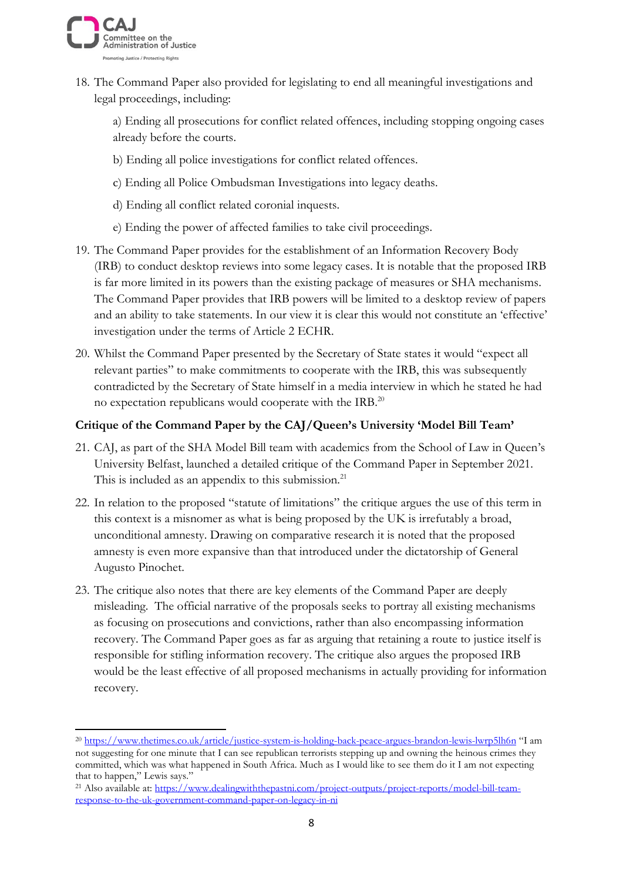18. The Command Paper also provided for legislating to end all meaningful investigations and legal proceedings, including:

    a) Ending all prosecutions for conflict related offences, including stopping ongoing cases already before the courts.

    b) Ending all police investigations for conflict related offences.

    c) Ending all Police Ombudsman Investigations into legacy deaths.

    d) Ending all conflict related coronial inquests.

    e) Ending the power of affected families to take civil proceedings.

19. The Command Paper provides for the establishment of an Information Recovery Body (IRB) to conduct desktop reviews into some legacy cases. It is notable that the proposed IRB is far more limited in its powers than the existing package of measures or SHA mechanisms. The Command Paper provides that IRB powers will be limited to a desktop review of papers and an ability to take statements. In our view it is clear this would not constitute an 'effective' investigation under the terms of Article 2 ECHR.

20. Whilst the Command Paper presented by the Secretary of State states it would "expect all relevant parties" to make commitments to cooperate with the IRB, this was subsequently contradicted by the Secretary of State himself in a media interview in which he stated he had no expectation republicans would cooperate with the IRB.[20]

**Critique of the Command Paper by the CAJ/Queen's University 'Model Bill Team'**

21. CAJ, as part of the SHA Model Bill team with academics from the School of Law in Queen's University Belfast, launched a detailed critique of the Command Paper in September 2021. This is included as an appendix to this submission.[21]

22. In relation to the proposed "statute of limitations" the critique argues the use of this term in this context is a misnomer as what is being proposed by the UK is irrefutably a broad, unconditional amnesty. Drawing on comparative research it is noted that the proposed amnesty is even more expansive than that introduced under the dictatorship of General Augusto Pinochet.

23. The critique also notes that there are key elements of the Command Paper are deeply misleading. The official narrative of the proposals seeks to portray all existing mechanisms as focusing on prosecutions and convictions, rather than also encompassing information recovery. The Command Paper goes as far as arguing that retaining a route to justice itself is responsible for stifling information recovery. The critique also argues the proposed IRB would be the least effective of all proposed mechanisms in actually providing for information recovery.

---

[20] https://www.thetimes.co.uk/article/justice-system-is-holding-back-peace-argues-brandon-lewis-lwrp5lh6n "I am not suggesting for one minute that I can see republican terrorists stepping up and owning the heinous crimes they committed, which was what happened in South Africa. Much as I would like to see them do it I am not expecting that to happen," Lewis says."

[21] Also available at: https://www.dealingwiththepastni.com/project-outputs/project-reports/model-bill-team-response-to-the-uk-government-command-paper-on-legacy-in-ni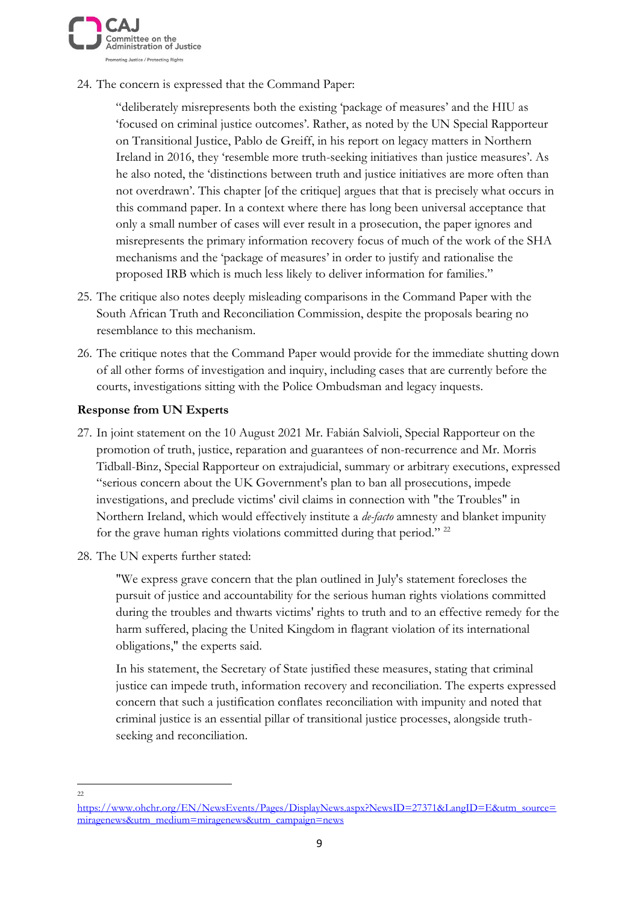24. The concern is expressed that the Command Paper:

 "deliberately misrepresents both the existing 'package of measures' and the HIU as 'focused on criminal justice outcomes'. Rather, as noted by the UN Special Rapporteur on Transitional Justice, Pablo de Greiff, in his report on legacy matters in Northern Ireland in 2016, they 'resemble more truth-seeking initiatives than justice measures'. As he also noted, the 'distinctions between truth and justice initiatives are more often than not overdrawn'. This chapter [of the critique] argues that that is precisely what occurs in this command paper. In a context where there has long been universal acceptance that only a small number of cases will ever result in a prosecution, the paper ignores and misrepresents the primary information recovery focus of much of the work of the SHA mechanisms and the 'package of measures' in order to justify and rationalise the proposed IRB which is much less likely to deliver information for families."

25. The critique also notes deeply misleading comparisons in the Command Paper with the South African Truth and Reconciliation Commission, despite the proposals bearing no resemblance to this mechanism.

26. The critique notes that the Command Paper would provide for the immediate shutting down of all other forms of investigation and inquiry, including cases that are currently before the courts, investigations sitting with the Police Ombudsman and legacy inquests.

**Response from UN Experts**

27. In joint statement on the 10 August 2021 Mr. Fabián Salvioli, Special Rapporteur on the promotion of truth, justice, reparation and guarantees of non-recurrence and Mr. Morris Tidball-Binz, Special Rapporteur on extrajudicial, summary or arbitrary executions, expressed "serious concern about the UK Government's plan to ban all prosecutions, impede investigations, and preclude victims' civil claims in connection with "the Troubles" in Northern Ireland, which would effectively institute a *de-facto* amnesty and blanket impunity for the grave human rights violations committed during that period." [22]

28. The UN experts further stated:

 "We express grave concern that the plan outlined in July's statement forecloses the pursuit of justice and accountability for the serious human rights violations committed during the troubles and thwarts victims' rights to truth and to an effective remedy for the harm suffered, placing the United Kingdom in flagrant violation of its international obligations," the experts said.

 In his statement, the Secretary of State justified these measures, stating that criminal justice can impede truth, information recovery and reconciliation. The experts expressed concern that such a justification conflates reconciliation with impunity and noted that criminal justice is an essential pillar of transitional justice processes, alongside truth-seeking and reconciliation.

---

[22] https://www.ohchr.org/EN/NewsEvents/Pages/DisplayNews.aspx?NewsID=27371&LangID=E&utm_source=miragenews&utm_medium=miragenews&utm_campaign=news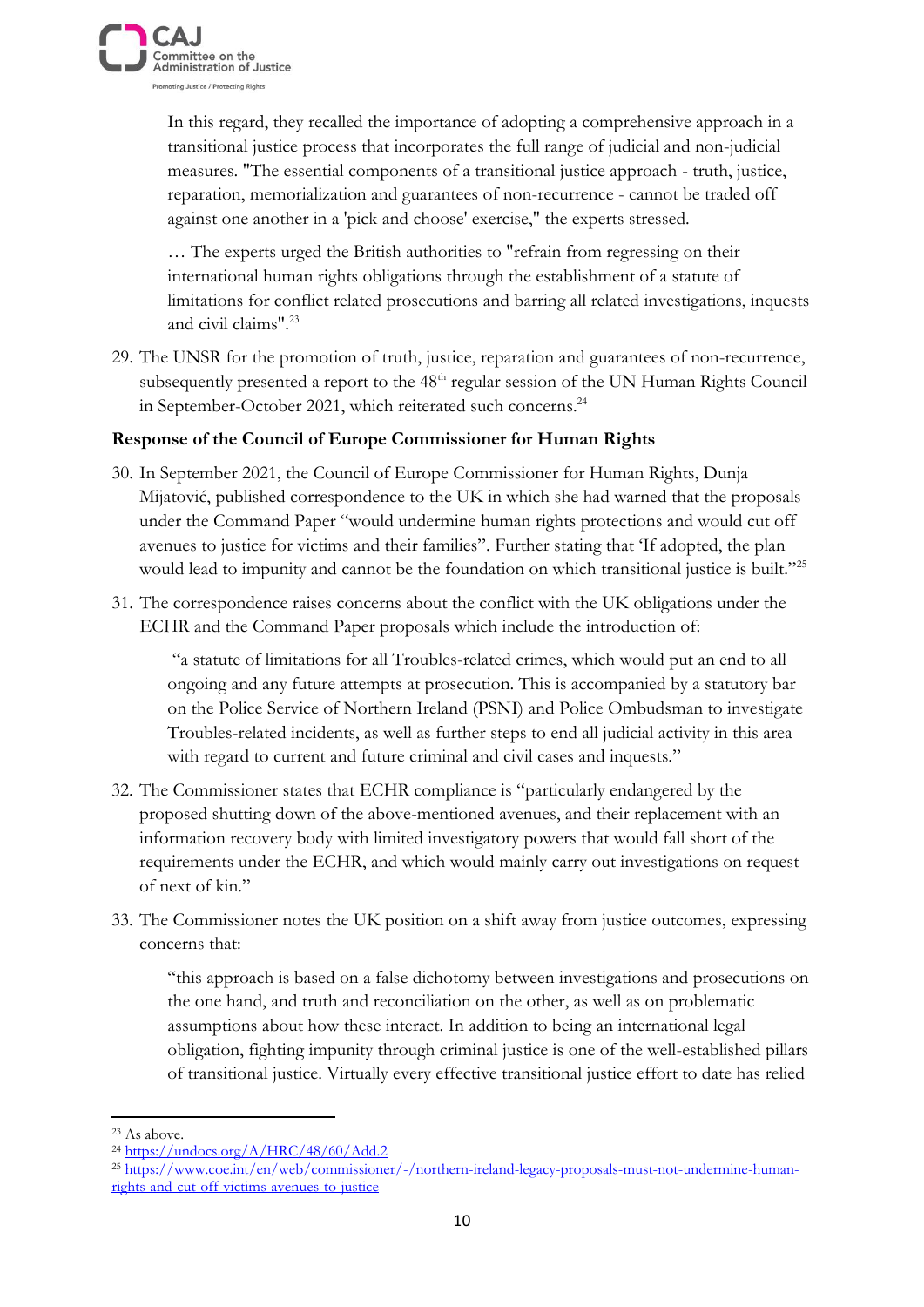> In this regard, they recalled the importance of adopting a comprehensive approach in a transitional justice process that incorporates the full range of judicial and non-judicial measures. "The essential components of a transitional justice approach - truth, justice, reparation, memorialization and guarantees of non-recurrence - cannot be traded off against one another in a 'pick and choose' exercise," the experts stressed.
>
> … The experts urged the British authorities to "refrain from regressing on their international human rights obligations through the establishment of a statute of limitations for conflict related prosecutions and barring all related investigations, inquests and civil claims".[23]

29. The UNSR for the promotion of truth, justice, reparation and guarantees of non-recurrence, subsequently presented a report to the 48th regular session of the UN Human Rights Council in September-October 2021, which reiterated such concerns.[24]

**Response of the Council of Europe Commissioner for Human Rights**

30. In September 2021, the Council of Europe Commissioner for Human Rights, Dunja Mijatović, published correspondence to the UK in which she had warned that the proposals under the Command Paper "would undermine human rights protections and would cut off avenues to justice for victims and their families". Further stating that 'If adopted, the plan would lead to impunity and cannot be the foundation on which transitional justice is built."[25]

31. The correspondence raises concerns about the conflict with the UK obligations under the ECHR and the Command Paper proposals which include the introduction of:

> "a statute of limitations for all Troubles-related crimes, which would put an end to all ongoing and any future attempts at prosecution. This is accompanied by a statutory bar on the Police Service of Northern Ireland (PSNI) and Police Ombudsman to investigate Troubles-related incidents, as well as further steps to end all judicial activity in this area with regard to current and future criminal and civil cases and inquests."

32. The Commissioner states that ECHR compliance is "particularly endangered by the proposed shutting down of the above-mentioned avenues, and their replacement with an information recovery body with limited investigatory powers that would fall short of the requirements under the ECHR, and which would mainly carry out investigations on request of next of kin."

33. The Commissioner notes the UK position on a shift away from justice outcomes, expressing concerns that:

> "this approach is based on a false dichotomy between investigations and prosecutions on the one hand, and truth and reconciliation on the other, as well as on problematic assumptions about how these interact. In addition to being an international legal obligation, fighting impunity through criminal justice is one of the well-established pillars of transitional justice. Virtually every effective transitional justice effort to date has relied

---

[23] As above.

[24] https://undocs.org/A/HRC/48/60/Add.2

[25] https://www.coe.int/en/web/commissioner/-/northern-ireland-legacy-proposals-must-not-undermine-human-rights-and-cut-off-victims-avenues-to-justice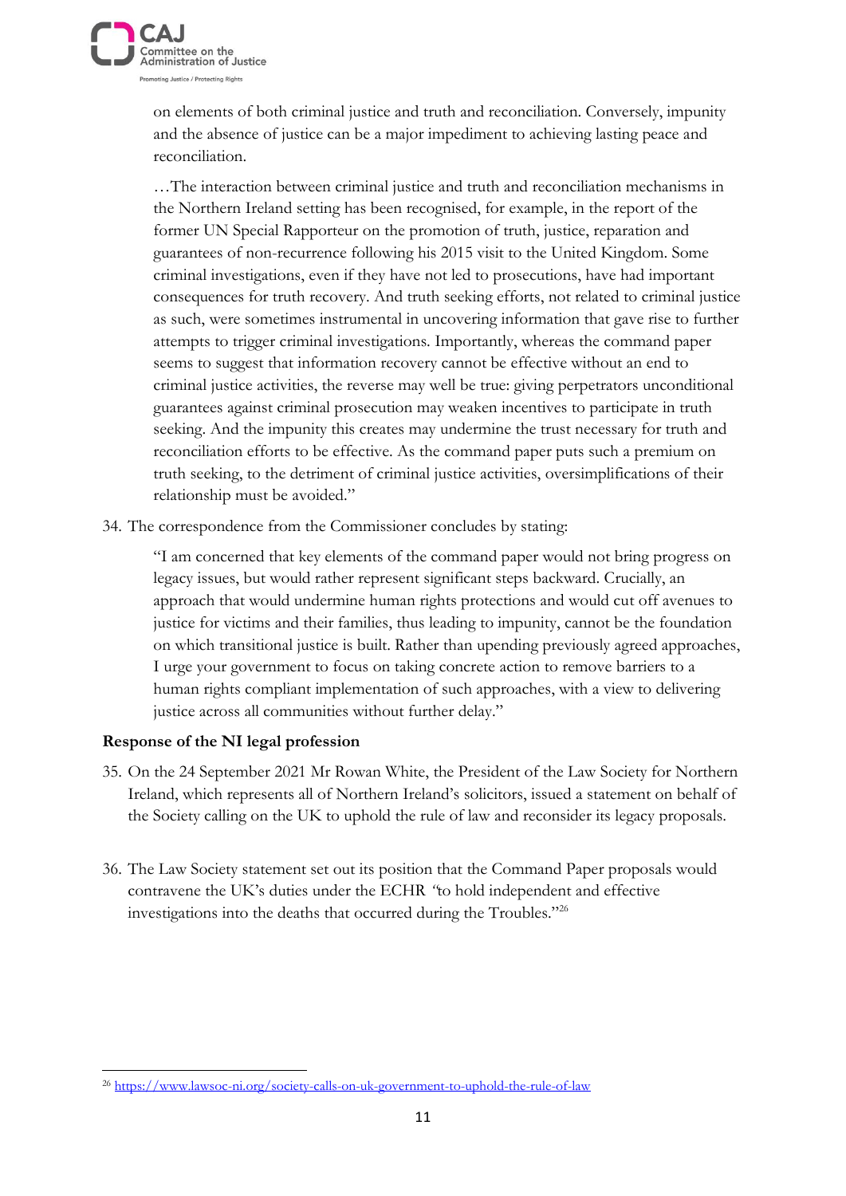on elements of both criminal justice and truth and reconciliation. Conversely, impunity and the absence of justice can be a major impediment to achieving lasting peace and reconciliation.

> …The interaction between criminal justice and truth and reconciliation mechanisms in the Northern Ireland setting has been recognised, for example, in the report of the former UN Special Rapporteur on the promotion of truth, justice, reparation and guarantees of non-recurrence following his 2015 visit to the United Kingdom. Some criminal investigations, even if they have not led to prosecutions, have had important consequences for truth recovery. And truth seeking efforts, not related to criminal justice as such, were sometimes instrumental in uncovering information that gave rise to further attempts to trigger criminal investigations. Importantly, whereas the command paper seems to suggest that information recovery cannot be effective without an end to criminal justice activities, the reverse may well be true: giving perpetrators unconditional guarantees against criminal prosecution may weaken incentives to participate in truth seeking. And the impunity this creates may undermine the trust necessary for truth and reconciliation efforts to be effective. As the command paper puts such a premium on truth seeking, to the detriment of criminal justice activities, oversimplifications of their relationship must be avoided."

34. The correspondence from the Commissioner concludes by stating:

> "I am concerned that key elements of the command paper would not bring progress on legacy issues, but would rather represent significant steps backward. Crucially, an approach that would undermine human rights protections and would cut off avenues to justice for victims and their families, thus leading to impunity, cannot be the foundation on which transitional justice is built. Rather than upending previously agreed approaches, I urge your government to focus on taking concrete action to remove barriers to a human rights compliant implementation of such approaches, with a view to delivering justice across all communities without further delay."

**Response of the NI legal profession**

35. On the 24 September 2021 Mr Rowan White, the President of the Law Society for Northern Ireland, which represents all of Northern Ireland's solicitors, issued a statement on behalf of the Society calling on the UK to uphold the rule of law and reconsider its legacy proposals.

36. The Law Society statement set out its position that the Command Paper proposals would contravene the UK's duties under the ECHR *"*to hold independent and effective investigations into the deaths that occurred during the Troubles."[26]

[26] https://www.lawsoc-ni.org/society-calls-on-uk-government-to-uphold-the-rule-of-law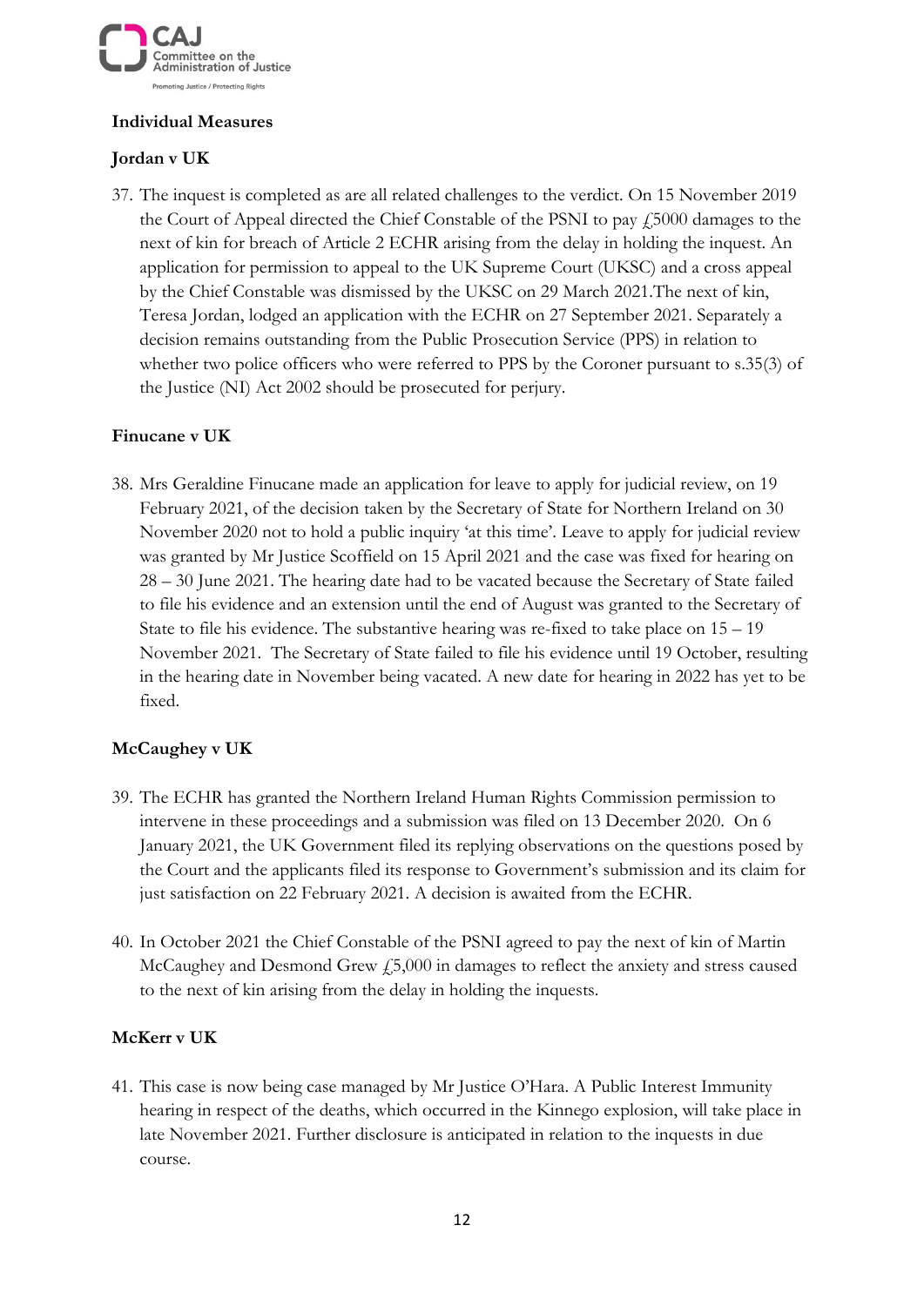**Individual Measures**

**Jordan v UK**

37. The inquest is completed as are all related challenges to the verdict. On 15 November 2019 the Court of Appeal directed the Chief Constable of the PSNI to pay £5000 damages to the next of kin for breach of Article 2 ECHR arising from the delay in holding the inquest. An application for permission to appeal to the UK Supreme Court (UKSC) and a cross appeal by the Chief Constable was dismissed by the UKSC on 29 March 2021.The next of kin, Teresa Jordan, lodged an application with the ECHR on 27 September 2021. Separately a decision remains outstanding from the Public Prosecution Service (PPS) in relation to whether two police officers who were referred to PPS by the Coroner pursuant to s.35(3) of the Justice (NI) Act 2002 should be prosecuted for perjury.

**Finucane v UK**

38. Mrs Geraldine Finucane made an application for leave to apply for judicial review, on 19 February 2021, of the decision taken by the Secretary of State for Northern Ireland on 30 November 2020 not to hold a public inquiry 'at this time'. Leave to apply for judicial review was granted by Mr Justice Scoffield on 15 April 2021 and the case was fixed for hearing on 28 – 30 June 2021. The hearing date had to be vacated because the Secretary of State failed to file his evidence and an extension until the end of August was granted to the Secretary of State to file his evidence. The substantive hearing was re-fixed to take place on 15 – 19 November 2021. The Secretary of State failed to file his evidence until 19 October, resulting in the hearing date in November being vacated. A new date for hearing in 2022 has yet to be fixed.

**McCaughey v UK**

39. The ECHR has granted the Northern Ireland Human Rights Commission permission to intervene in these proceedings and a submission was filed on 13 December 2020. On 6 January 2021, the UK Government filed its replying observations on the questions posed by the Court and the applicants filed its response to Government's submission and its claim for just satisfaction on 22 February 2021. A decision is awaited from the ECHR.

40. In October 2021 the Chief Constable of the PSNI agreed to pay the next of kin of Martin McCaughey and Desmond Grew £5,000 in damages to reflect the anxiety and stress caused to the next of kin arising from the delay in holding the inquests.

**McKerr v UK**

41. This case is now being case managed by Mr Justice O'Hara. A Public Interest Immunity hearing in respect of the deaths, which occurred in the Kinnego explosion, will take place in late November 2021. Further disclosure is anticipated in relation to the inquests in due course.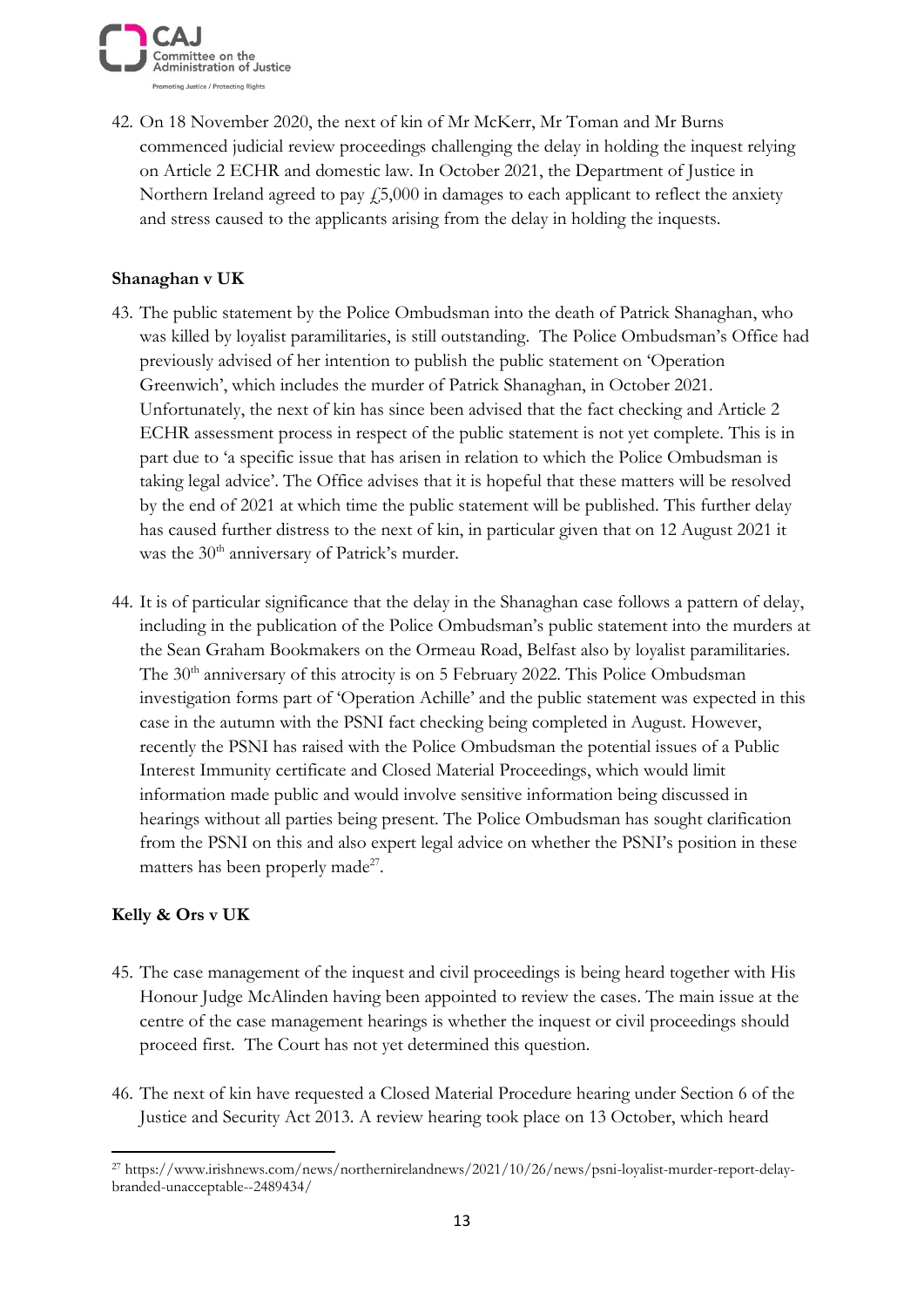42. On 18 November 2020, the next of kin of Mr McKerr, Mr Toman and Mr Burns commenced judicial review proceedings challenging the delay in holding the inquest relying on Article 2 ECHR and domestic law. In October 2021, the Department of Justice in Northern Ireland agreed to pay £5,000 in damages to each applicant to reflect the anxiety and stress caused to the applicants arising from the delay in holding the inquests.

**Shanaghan v UK**

43. The public statement by the Police Ombudsman into the death of Patrick Shanaghan, who was killed by loyalist paramilitaries, is still outstanding. The Police Ombudsman's Office had previously advised of her intention to publish the public statement on 'Operation Greenwich', which includes the murder of Patrick Shanaghan, in October 2021. Unfortunately, the next of kin has since been advised that the fact checking and Article 2 ECHR assessment process in respect of the public statement is not yet complete. This is in part due to 'a specific issue that has arisen in relation to which the Police Ombudsman is taking legal advice'. The Office advises that it is hopeful that these matters will be resolved by the end of 2021 at which time the public statement will be published. This further delay has caused further distress to the next of kin, in particular given that on 12 August 2021 it was the 30th anniversary of Patrick's murder.

44. It is of particular significance that the delay in the Shanaghan case follows a pattern of delay, including in the publication of the Police Ombudsman's public statement into the murders at the Sean Graham Bookmakers on the Ormeau Road, Belfast also by loyalist paramilitaries. The 30th anniversary of this atrocity is on 5 February 2022. This Police Ombudsman investigation forms part of 'Operation Achille' and the public statement was expected in this case in the autumn with the PSNI fact checking being completed in August. However, recently the PSNI has raised with the Police Ombudsman the potential issues of a Public Interest Immunity certificate and Closed Material Proceedings, which would limit information made public and would involve sensitive information being discussed in hearings without all parties being present. The Police Ombudsman has sought clarification from the PSNI on this and also expert legal advice on whether the PSNI's position in these matters has been properly made[27].

**Kelly & Ors v UK**

45. The case management of the inquest and civil proceedings is being heard together with His Honour Judge McAlinden having been appointed to review the cases. The main issue at the centre of the case management hearings is whether the inquest or civil proceedings should proceed first. The Court has not yet determined this question.

46. The next of kin have requested a Closed Material Procedure hearing under Section 6 of the Justice and Security Act 2013. A review hearing took place on 13 October, which heard

---

[27] https://www.irishnews.com/news/northernirelandnews/2021/10/26/news/psni-loyalist-murder-report-delay-branded-unacceptable--2489434/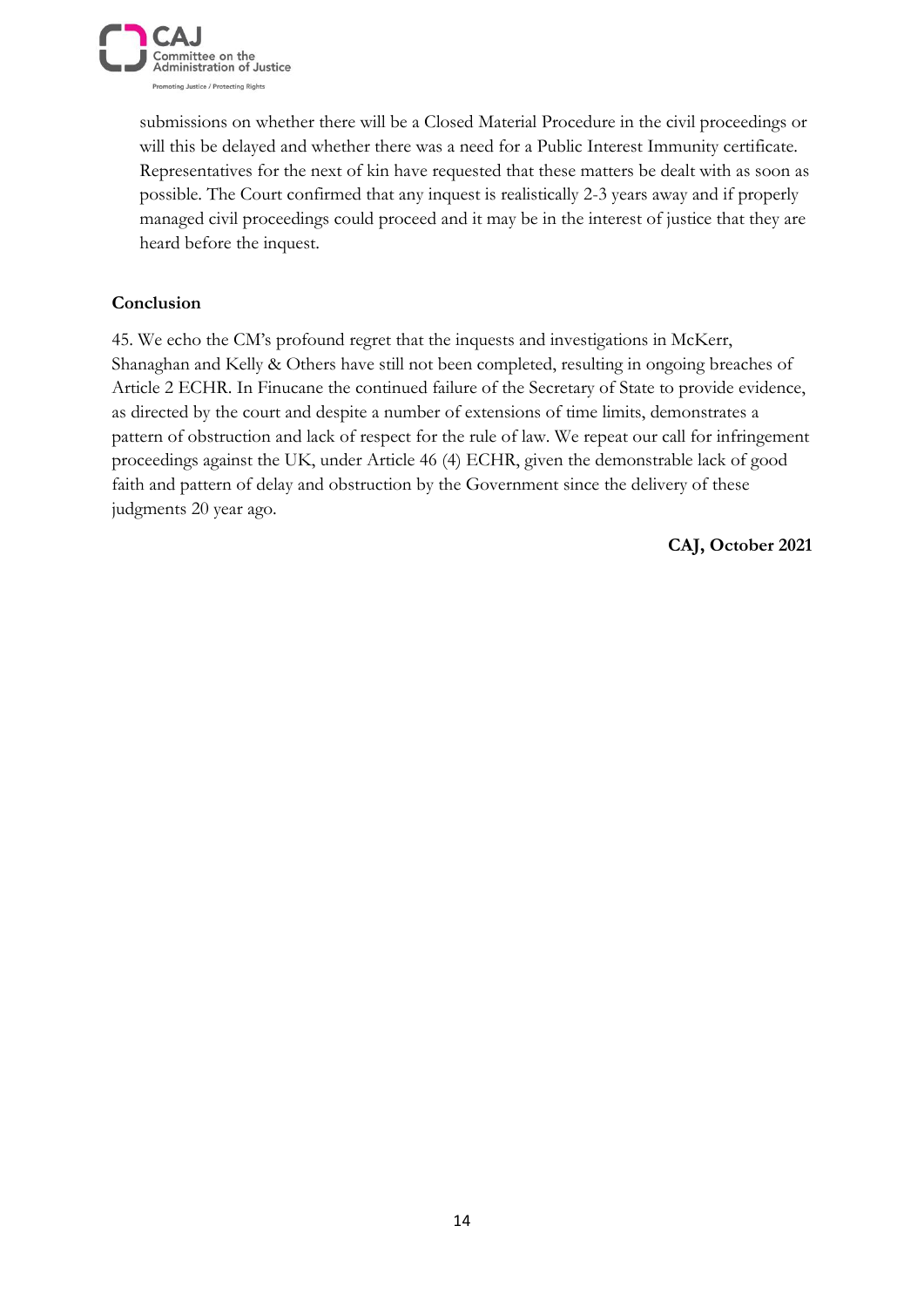submissions on whether there will be a Closed Material Procedure in the civil proceedings or will this be delayed and whether there was a need for a Public Interest Immunity certificate. Representatives for the next of kin have requested that these matters be dealt with as soon as possible. The Court confirmed that any inquest is realistically 2-3 years away and if properly managed civil proceedings could proceed and it may be in the interest of justice that they are heard before the inquest.

**Conclusion**

45. We echo the CM's profound regret that the inquests and investigations in McKerr, Shanaghan and Kelly & Others have still not been completed, resulting in ongoing breaches of Article 2 ECHR. In Finucane the continued failure of the Secretary of State to provide evidence, as directed by the court and despite a number of extensions of time limits, demonstrates a pattern of obstruction and lack of respect for the rule of law. We repeat our call for infringement proceedings against the UK, under Article 46 (4) ECHR, given the demonstrable lack of good faith and pattern of delay and obstruction by the Government since the delivery of these judgments 20 year ago.

**CAJ, October 2021**